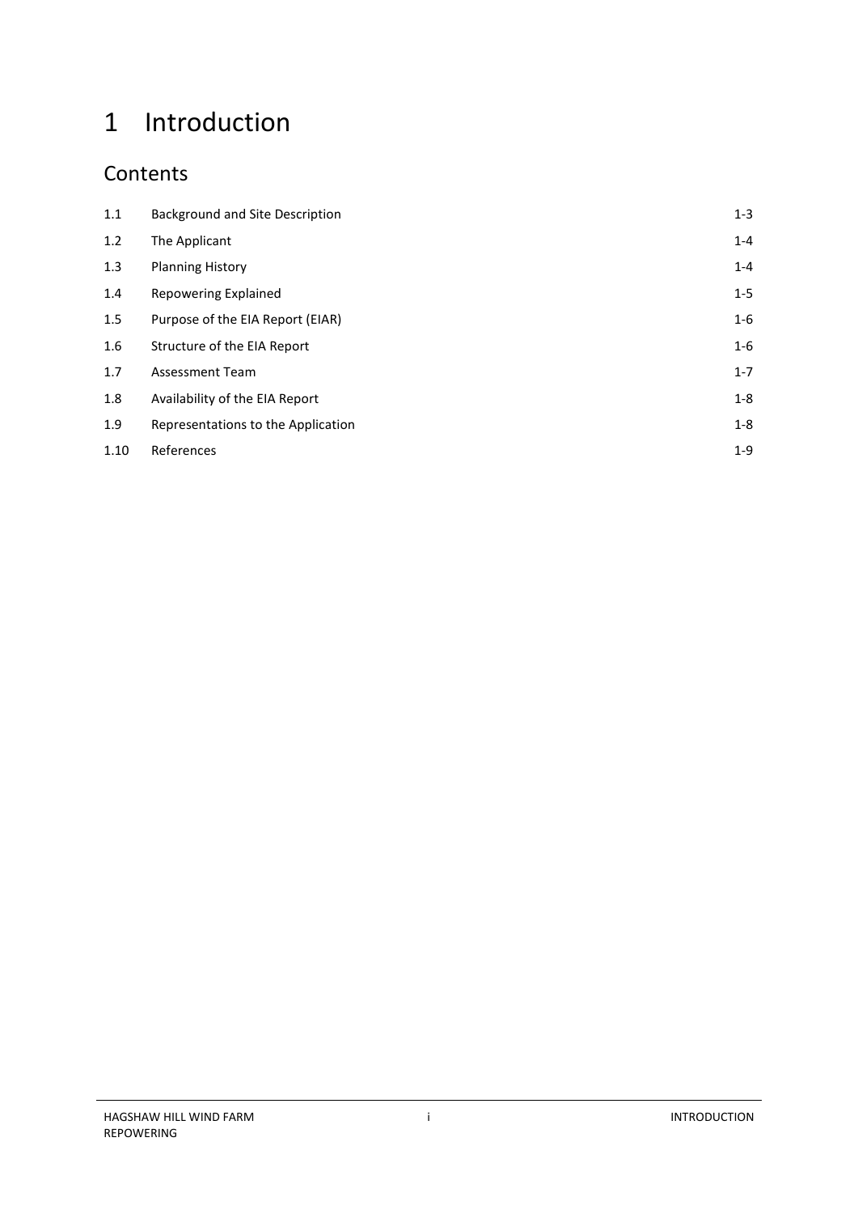# 1 Introduction

## Contents

| | | |
|---|---|---|
| 1.1 | Background and Site Description | 1-3 |
| 1.2 | The Applicant | 1-4 |
| 1.3 | Planning History | 1-4 |
| 1.4 | Repowering Explained | 1-5 |
| 1.5 | Purpose of the EIA Report (EIAR) | 1-6 |
| 1.6 | Structure of the EIA Report | 1-6 |
| 1.7 | Assessment Team | 1-7 |
| 1.8 | Availability of the EIA Report | 1-8 |
| 1.9 | Representations to the Application | 1-8 |
| 1.10 | References | 1-9 |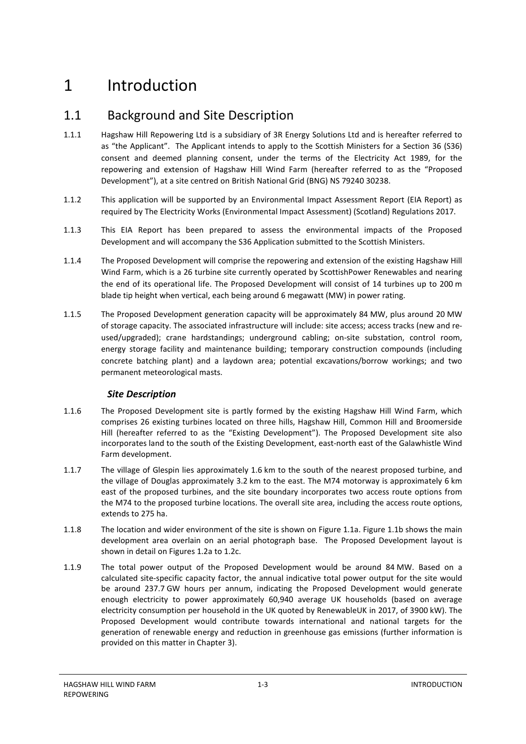# 1 Introduction

## 1.1 Background and Site Description

1.1.1 Hagshaw Hill Repowering Ltd is a subsidiary of 3R Energy Solutions Ltd and is hereafter referred to as "the Applicant". The Applicant intends to apply to the Scottish Ministers for a Section 36 (S36) consent and deemed planning consent, under the terms of the Electricity Act 1989, for the repowering and extension of Hagshaw Hill Wind Farm (hereafter referred to as the "Proposed Development"), at a site centred on British National Grid (BNG) NS 79240 30238.

1.1.2 This application will be supported by an Environmental Impact Assessment Report (EIA Report) as required by The Electricity Works (Environmental Impact Assessment) (Scotland) Regulations 2017.

1.1.3 This EIA Report has been prepared to assess the environmental impacts of the Proposed Development and will accompany the S36 Application submitted to the Scottish Ministers.

1.1.4 The Proposed Development will comprise the repowering and extension of the existing Hagshaw Hill Wind Farm, which is a 26 turbine site currently operated by ScottishPower Renewables and nearing the end of its operational life. The Proposed Development will consist of 14 turbines up to 200 m blade tip height when vertical, each being around 6 megawatt (MW) in power rating.

1.1.5 The Proposed Development generation capacity will be approximately 84 MW, plus around 20 MW of storage capacity. The associated infrastructure will include: site access; access tracks (new and re-used/upgraded); crane hardstandings; underground cabling; on-site substation, control room, energy storage facility and maintenance building; temporary construction compounds (including concrete batching plant) and a laydown area; potential excavations/borrow workings; and two permanent meteorological masts.

### *Site Description*

1.1.6 The Proposed Development site is partly formed by the existing Hagshaw Hill Wind Farm, which comprises 26 existing turbines located on three hills, Hagshaw Hill, Common Hill and Broomerside Hill (hereafter referred to as the "Existing Development"). The Proposed Development site also incorporates land to the south of the Existing Development, east-north east of the Galawhistle Wind Farm development.

1.1.7 The village of Glespin lies approximately 1.6 km to the south of the nearest proposed turbine, and the village of Douglas approximately 3.2 km to the east. The M74 motorway is approximately 6 km east of the proposed turbines, and the site boundary incorporates two access route options from the M74 to the proposed turbine locations. The overall site area, including the access route options, extends to 275 ha.

1.1.8 The location and wider environment of the site is shown on Figure 1.1a. Figure 1.1b shows the main development area overlain on an aerial photograph base. The Proposed Development layout is shown in detail on Figures 1.2a to 1.2c.

1.1.9 The total power output of the Proposed Development would be around 84 MW. Based on a calculated site-specific capacity factor, the annual indicative total power output for the site would be around 237.7 GW hours per annum, indicating the Proposed Development would generate enough electricity to power approximately 60,940 average UK households (based on average electricity consumption per household in the UK quoted by RenewableUK in 2017, of 3900 kW). The Proposed Development would contribute towards international and national targets for the generation of renewable energy and reduction in greenhouse gas emissions (further information is provided on this matter in Chapter 3).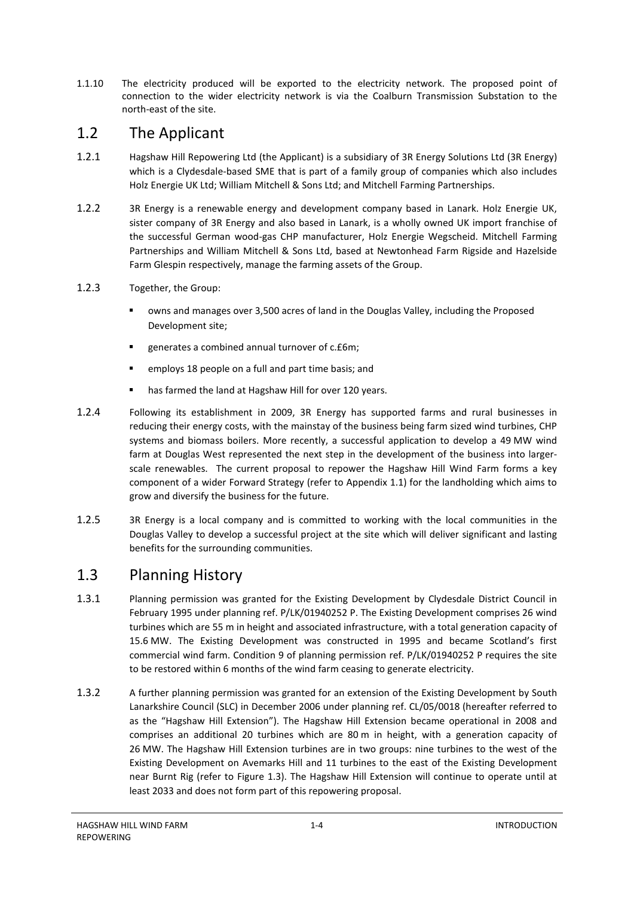1.1.10 The electricity produced will be exported to the electricity network. The proposed point of connection to the wider electricity network is via the Coalburn Transmission Substation to the north-east of the site.

## 1.2 The Applicant

1.2.1 Hagshaw Hill Repowering Ltd (the Applicant) is a subsidiary of 3R Energy Solutions Ltd (3R Energy) which is a Clydesdale-based SME that is part of a family group of companies which also includes Holz Energie UK Ltd; William Mitchell & Sons Ltd; and Mitchell Farming Partnerships.

1.2.2 3R Energy is a renewable energy and development company based in Lanark. Holz Energie UK, sister company of 3R Energy and also based in Lanark, is a wholly owned UK import franchise of the successful German wood-gas CHP manufacturer, Holz Energie Wegscheid. Mitchell Farming Partnerships and William Mitchell & Sons Ltd, based at Newtonhead Farm Rigside and Hazelside Farm Glespin respectively, manage the farming assets of the Group.

1.2.3 Together, the Group:

- owns and manages over 3,500 acres of land in the Douglas Valley, including the Proposed Development site;
- generates a combined annual turnover of c.£6m;
- employs 18 people on a full and part time basis; and
- has farmed the land at Hagshaw Hill for over 120 years.

1.2.4 Following its establishment in 2009, 3R Energy has supported farms and rural businesses in reducing their energy costs, with the mainstay of the business being farm sized wind turbines, CHP systems and biomass boilers. More recently, a successful application to develop a 49 MW wind farm at Douglas West represented the next step in the development of the business into larger-scale renewables. The current proposal to repower the Hagshaw Hill Wind Farm forms a key component of a wider Forward Strategy (refer to Appendix 1.1) for the landholding which aims to grow and diversify the business for the future.

1.2.5 3R Energy is a local company and is committed to working with the local communities in the Douglas Valley to develop a successful project at the site which will deliver significant and lasting benefits for the surrounding communities.

## 1.3 Planning History

1.3.1 Planning permission was granted for the Existing Development by Clydesdale District Council in February 1995 under planning ref. P/LK/01940252 P. The Existing Development comprises 26 wind turbines which are 55 m in height and associated infrastructure, with a total generation capacity of 15.6 MW. The Existing Development was constructed in 1995 and became Scotland's first commercial wind farm. Condition 9 of planning permission ref. P/LK/01940252 P requires the site to be restored within 6 months of the wind farm ceasing to generate electricity.

1.3.2 A further planning permission was granted for an extension of the Existing Development by South Lanarkshire Council (SLC) in December 2006 under planning ref. CL/05/0018 (hereafter referred to as the "Hagshaw Hill Extension"). The Hagshaw Hill Extension became operational in 2008 and comprises an additional 20 turbines which are 80 m in height, with a generation capacity of 26 MW. The Hagshaw Hill Extension turbines are in two groups: nine turbines to the west of the Existing Development on Avemarks Hill and 11 turbines to the east of the Existing Development near Burnt Rig (refer to Figure 1.3). The Hagshaw Hill Extension will continue to operate until at least 2033 and does not form part of this repowering proposal.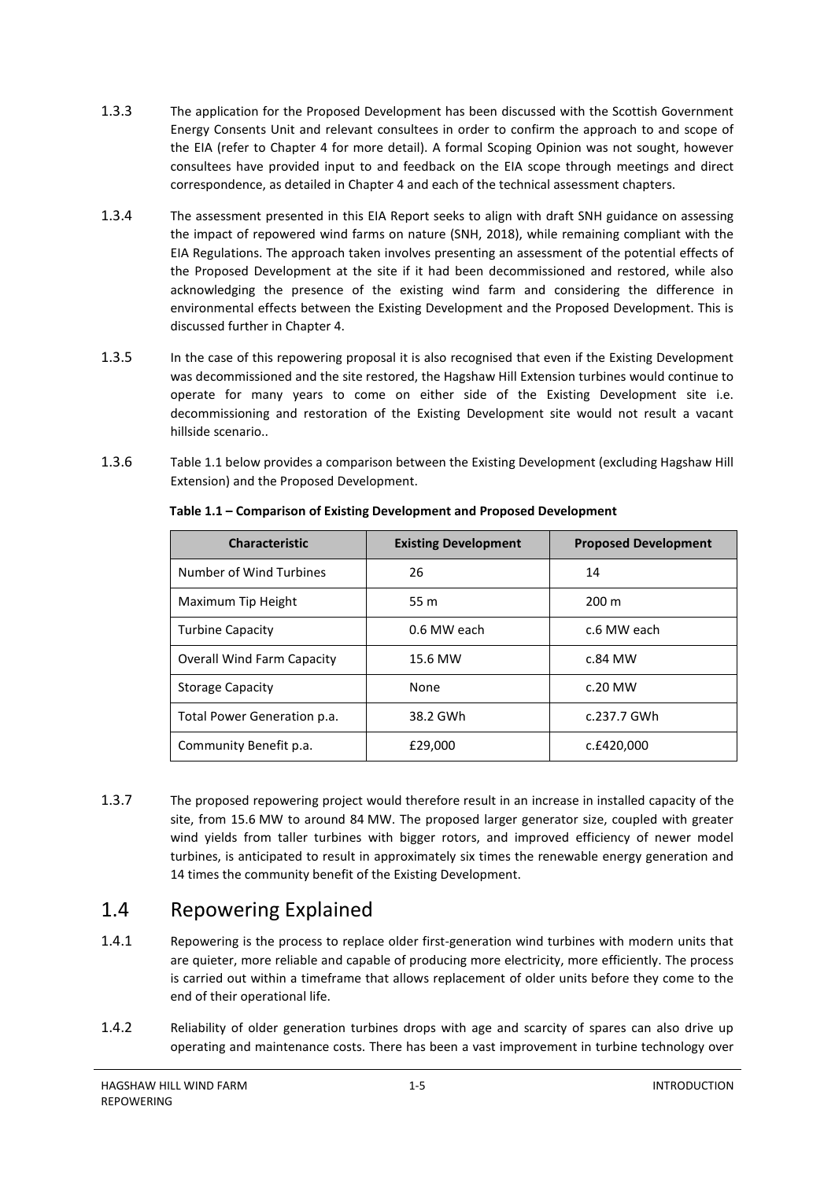1.3.3 The application for the Proposed Development has been discussed with the Scottish Government Energy Consents Unit and relevant consultees in order to confirm the approach to and scope of the EIA (refer to Chapter 4 for more detail). A formal Scoping Opinion was not sought, however consultees have provided input to and feedback on the EIA scope through meetings and direct correspondence, as detailed in Chapter 4 and each of the technical assessment chapters.

1.3.4 The assessment presented in this EIA Report seeks to align with draft SNH guidance on assessing the impact of repowered wind farms on nature (SNH, 2018), while remaining compliant with the EIA Regulations. The approach taken involves presenting an assessment of the potential effects of the Proposed Development at the site if it had been decommissioned and restored, while also acknowledging the presence of the existing wind farm and considering the difference in environmental effects between the Existing Development and the Proposed Development. This is discussed further in Chapter 4.

1.3.5 In the case of this repowering proposal it is also recognised that even if the Existing Development was decommissioned and the site restored, the Hagshaw Hill Extension turbines would continue to operate for many years to come on either side of the Existing Development site i.e. decommissioning and restoration of the Existing Development site would not result a vacant hillside scenario..

1.3.6 Table 1.1 below provides a comparison between the Existing Development (excluding Hagshaw Hill Extension) and the Proposed Development.

**Table 1.1 – Comparison of Existing Development and Proposed Development**

| Characteristic | Existing Development | Proposed Development |
|---|---|---|
| Number of Wind Turbines | 26 | 14 |
| Maximum Tip Height | 55 m | 200 m |
| Turbine Capacity | 0.6 MW each | c.6 MW each |
| Overall Wind Farm Capacity | 15.6 MW | c.84 MW |
| Storage Capacity | None | c.20 MW |
| Total Power Generation p.a. | 38.2 GWh | c.237.7 GWh |
| Community Benefit p.a. | £29,000 | c.£420,000 |

1.3.7 The proposed repowering project would therefore result in an increase in installed capacity of the site, from 15.6 MW to around 84 MW. The proposed larger generator size, coupled with greater wind yields from taller turbines with bigger rotors, and improved efficiency of newer model turbines, is anticipated to result in approximately six times the renewable energy generation and 14 times the community benefit of the Existing Development.

## 1.4 Repowering Explained

1.4.1 Repowering is the process to replace older first-generation wind turbines with modern units that are quieter, more reliable and capable of producing more electricity, more efficiently. The process is carried out within a timeframe that allows replacement of older units before they come to the end of their operational life.

1.4.2 Reliability of older generation turbines drops with age and scarcity of spares can also drive up operating and maintenance costs. There has been a vast improvement in turbine technology over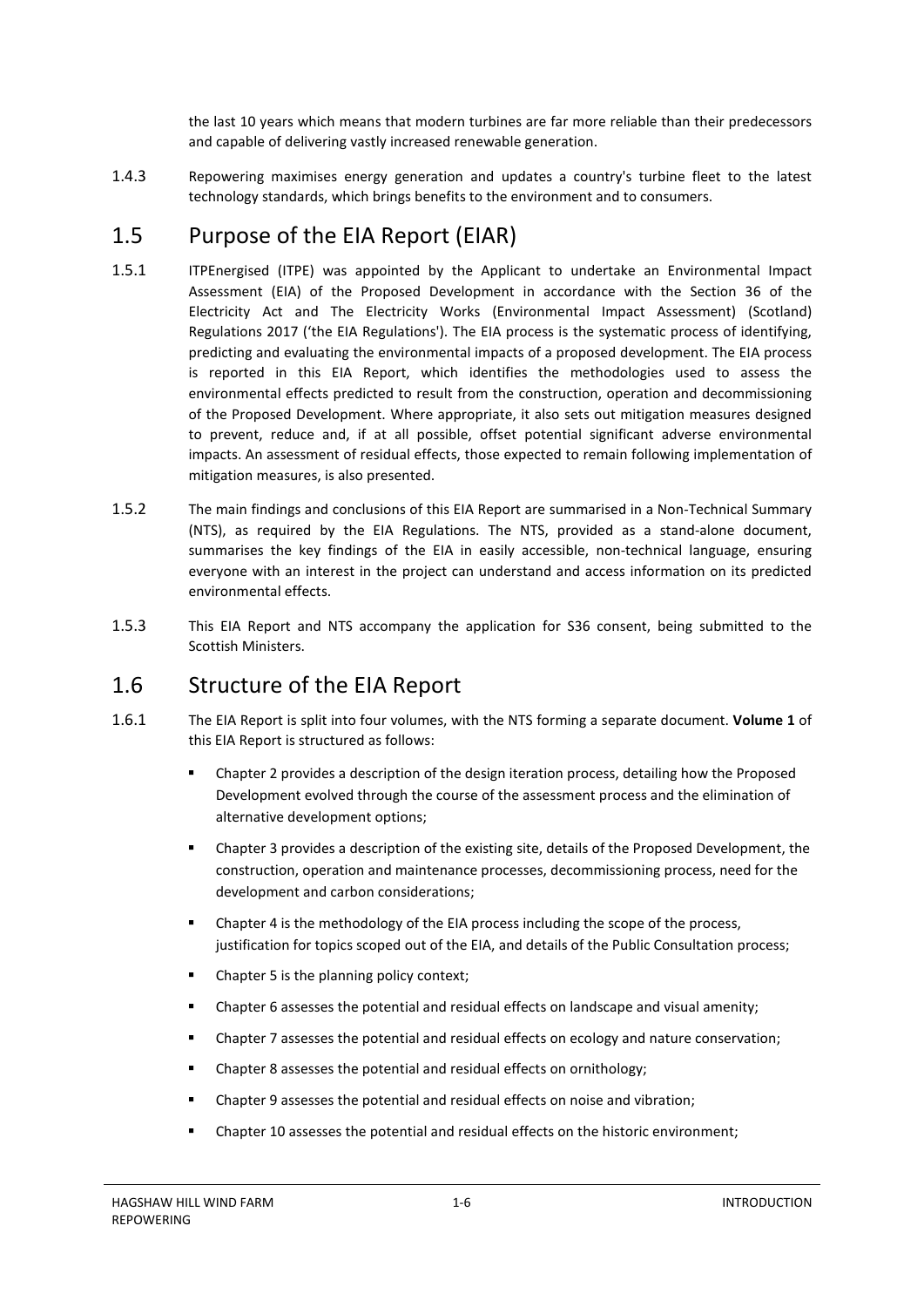the last 10 years which means that modern turbines are far more reliable than their predecessors and capable of delivering vastly increased renewable generation.

1.4.3 Repowering maximises energy generation and updates a country's turbine fleet to the latest technology standards, which brings benefits to the environment and to consumers.

## 1.5 Purpose of the EIA Report (EIAR)

1.5.1 ITPEnergised (ITPE) was appointed by the Applicant to undertake an Environmental Impact Assessment (EIA) of the Proposed Development in accordance with the Section 36 of the Electricity Act and The Electricity Works (Environmental Impact Assessment) (Scotland) Regulations 2017 ('the EIA Regulations'). The EIA process is the systematic process of identifying, predicting and evaluating the environmental impacts of a proposed development. The EIA process is reported in this EIA Report, which identifies the methodologies used to assess the environmental effects predicted to result from the construction, operation and decommissioning of the Proposed Development. Where appropriate, it also sets out mitigation measures designed to prevent, reduce and, if at all possible, offset potential significant adverse environmental impacts. An assessment of residual effects, those expected to remain following implementation of mitigation measures, is also presented.

1.5.2 The main findings and conclusions of this EIA Report are summarised in a Non-Technical Summary (NTS), as required by the EIA Regulations. The NTS, provided as a stand-alone document, summarises the key findings of the EIA in easily accessible, non-technical language, ensuring everyone with an interest in the project can understand and access information on its predicted environmental effects.

1.5.3 This EIA Report and NTS accompany the application for S36 consent, being submitted to the Scottish Ministers.

## 1.6 Structure of the EIA Report

1.6.1 The EIA Report is split into four volumes, with the NTS forming a separate document. **Volume 1** of this EIA Report is structured as follows:

- Chapter 2 provides a description of the design iteration process, detailing how the Proposed Development evolved through the course of the assessment process and the elimination of alternative development options;
- Chapter 3 provides a description of the existing site, details of the Proposed Development, the construction, operation and maintenance processes, decommissioning process, need for the development and carbon considerations;
- Chapter 4 is the methodology of the EIA process including the scope of the process, justification for topics scoped out of the EIA, and details of the Public Consultation process;
- Chapter 5 is the planning policy context;
- Chapter 6 assesses the potential and residual effects on landscape and visual amenity;
- Chapter 7 assesses the potential and residual effects on ecology and nature conservation;
- Chapter 8 assesses the potential and residual effects on ornithology;
- Chapter 9 assesses the potential and residual effects on noise and vibration;
- Chapter 10 assesses the potential and residual effects on the historic environment;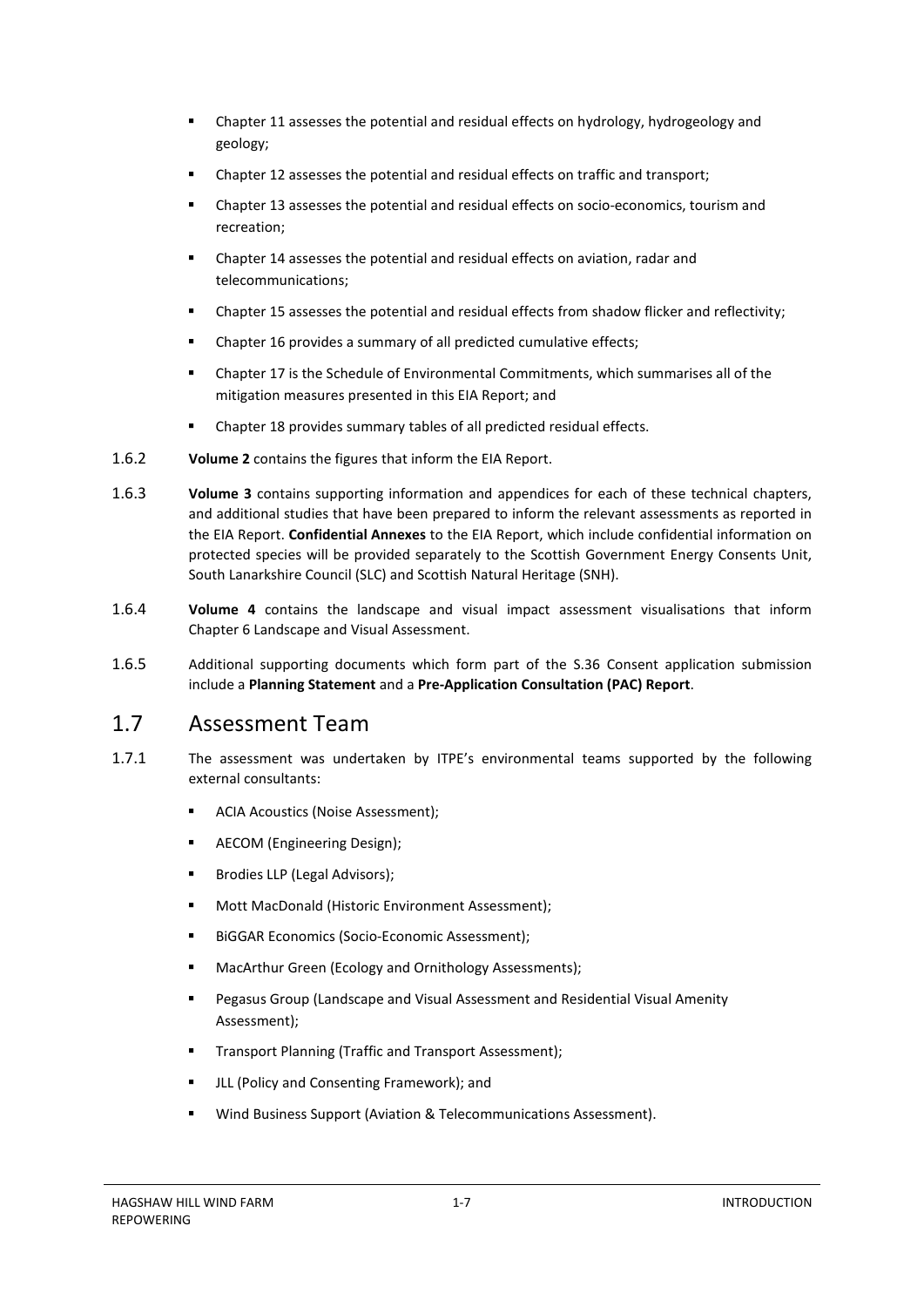- Chapter 11 assesses the potential and residual effects on hydrology, hydrogeology and geology;
- Chapter 12 assesses the potential and residual effects on traffic and transport;
- Chapter 13 assesses the potential and residual effects on socio-economics, tourism and recreation;
- Chapter 14 assesses the potential and residual effects on aviation, radar and telecommunications;
- Chapter 15 assesses the potential and residual effects from shadow flicker and reflectivity;
- Chapter 16 provides a summary of all predicted cumulative effects;
- Chapter 17 is the Schedule of Environmental Commitments, which summarises all of the mitigation measures presented in this EIA Report; and
- Chapter 18 provides summary tables of all predicted residual effects.

1.6.2 **Volume 2** contains the figures that inform the EIA Report.

1.6.3 **Volume 3** contains supporting information and appendices for each of these technical chapters, and additional studies that have been prepared to inform the relevant assessments as reported in the EIA Report. **Confidential Annexes** to the EIA Report, which include confidential information on protected species will be provided separately to the Scottish Government Energy Consents Unit, South Lanarkshire Council (SLC) and Scottish Natural Heritage (SNH).

1.6.4 **Volume 4** contains the landscape and visual impact assessment visualisations that inform Chapter 6 Landscape and Visual Assessment.

1.6.5 Additional supporting documents which form part of the S.36 Consent application submission include a **Planning Statement** and a **Pre-Application Consultation (PAC) Report**.

## 1.7 Assessment Team

1.7.1 The assessment was undertaken by ITPE's environmental teams supported by the following external consultants:

- ACIA Acoustics (Noise Assessment);
- AECOM (Engineering Design);
- Brodies LLP (Legal Advisors);
- Mott MacDonald (Historic Environment Assessment);
- BiGGAR Economics (Socio-Economic Assessment);
- MacArthur Green (Ecology and Ornithology Assessments);
- Pegasus Group (Landscape and Visual Assessment and Residential Visual Amenity Assessment);
- Transport Planning (Traffic and Transport Assessment);
- JLL (Policy and Consenting Framework); and
- Wind Business Support (Aviation & Telecommunications Assessment).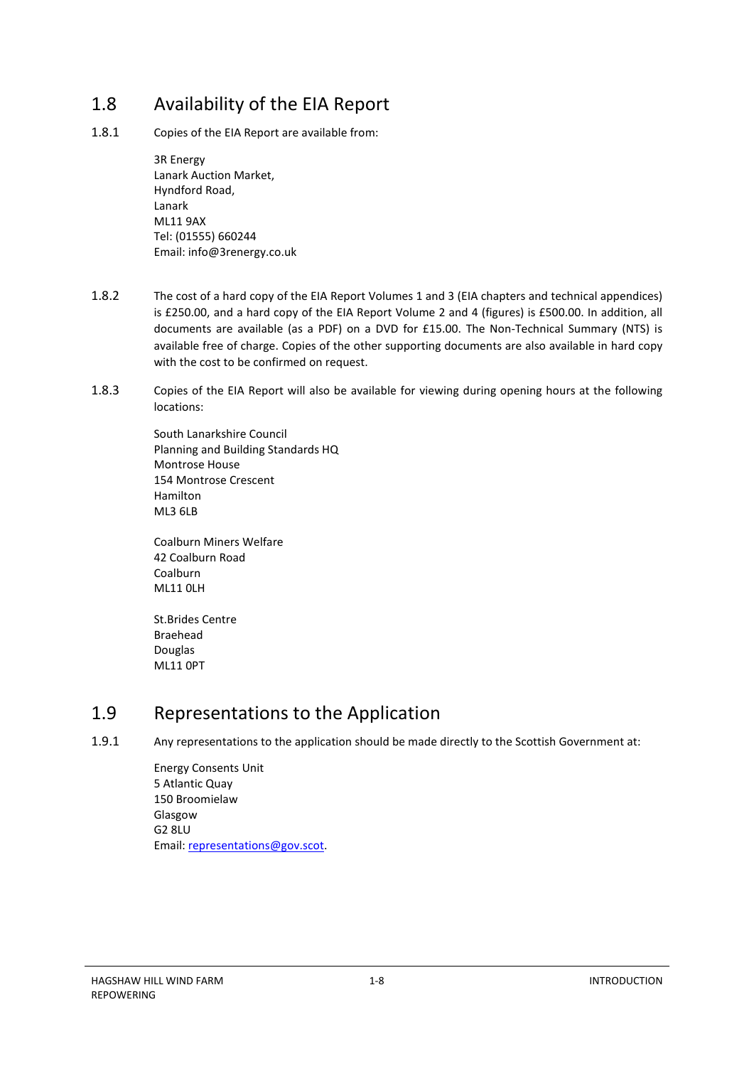## 1.8 Availability of the EIA Report

1.8.1 Copies of the EIA Report are available from:

3R Energy
Lanark Auction Market,
Hyndford Road,
Lanark
ML11 9AX
Tel: (01555) 660244
Email: info@3renergy.co.uk

1.8.2 The cost of a hard copy of the EIA Report Volumes 1 and 3 (EIA chapters and technical appendices) is £250.00, and a hard copy of the EIA Report Volume 2 and 4 (figures) is £500.00. In addition, all documents are available (as a PDF) on a DVD for £15.00. The Non-Technical Summary (NTS) is available free of charge. Copies of the other supporting documents are also available in hard copy with the cost to be confirmed on request.

1.8.3 Copies of the EIA Report will also be available for viewing during opening hours at the following locations:

South Lanarkshire Council
Planning and Building Standards HQ
Montrose House
154 Montrose Crescent
Hamilton
ML3 6LB

Coalburn Miners Welfare
42 Coalburn Road
Coalburn
ML11 0LH

St.Brides Centre
Braehead
Douglas
ML11 0PT

## 1.9 Representations to the Application

1.9.1 Any representations to the application should be made directly to the Scottish Government at:

Energy Consents Unit
5 Atlantic Quay
150 Broomielaw
Glasgow
G2 8LU
Email: representations@gov.scot.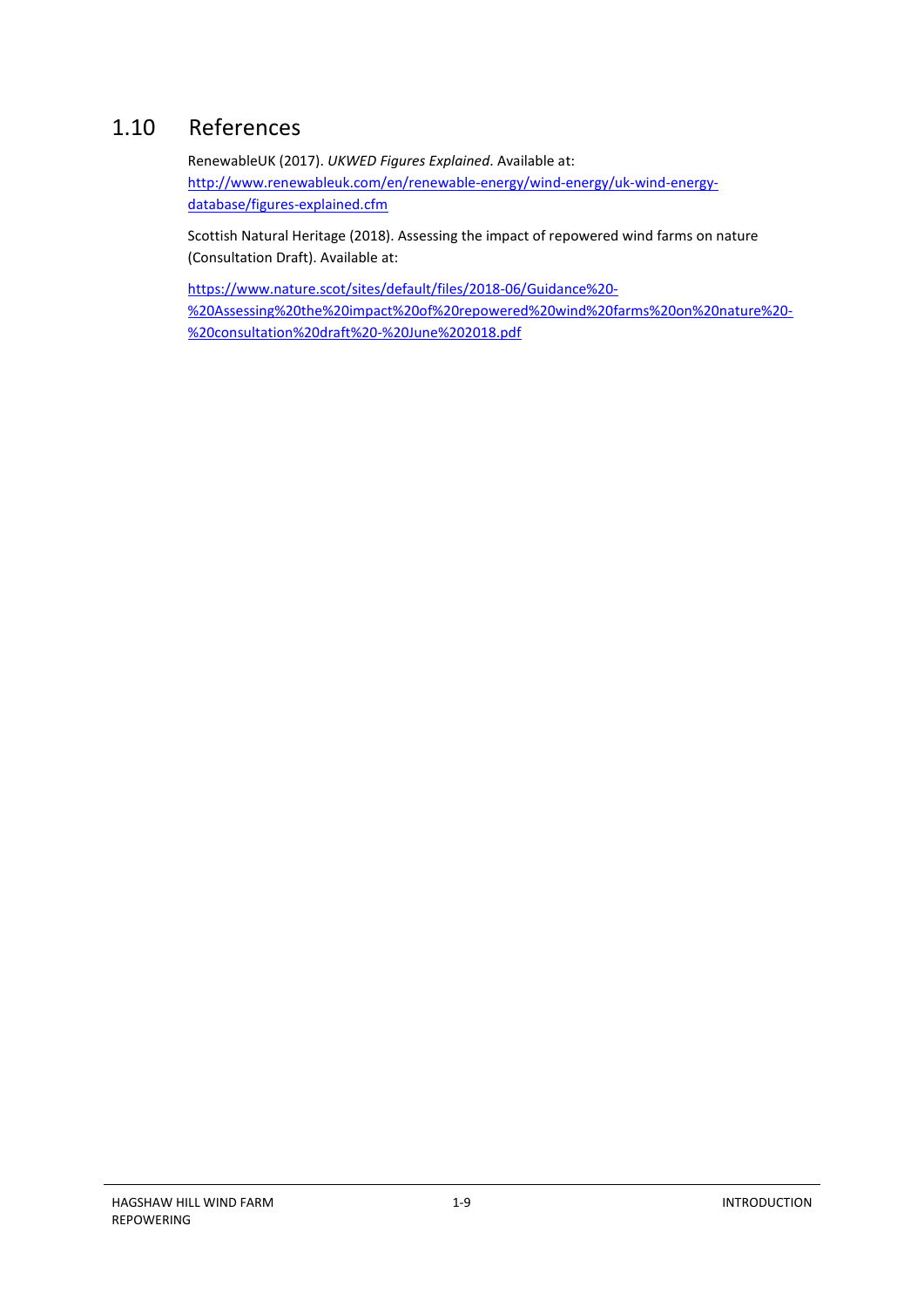## 1.10 References

RenewableUK (2017). *UKWED Figures Explained*. Available at: http://www.renewableuk.com/en/renewable-energy/wind-energy/uk-wind-energy-database/figures-explained.cfm

Scottish Natural Heritage (2018). Assessing the impact of repowered wind farms on nature (Consultation Draft). Available at:

https://www.nature.scot/sites/default/files/2018-06/Guidance%20-%20Assessing%20the%20impact%20of%20repowered%20wind%20farms%20on%20nature%20-%20consultation%20draft%20-%20June%202018.pdf